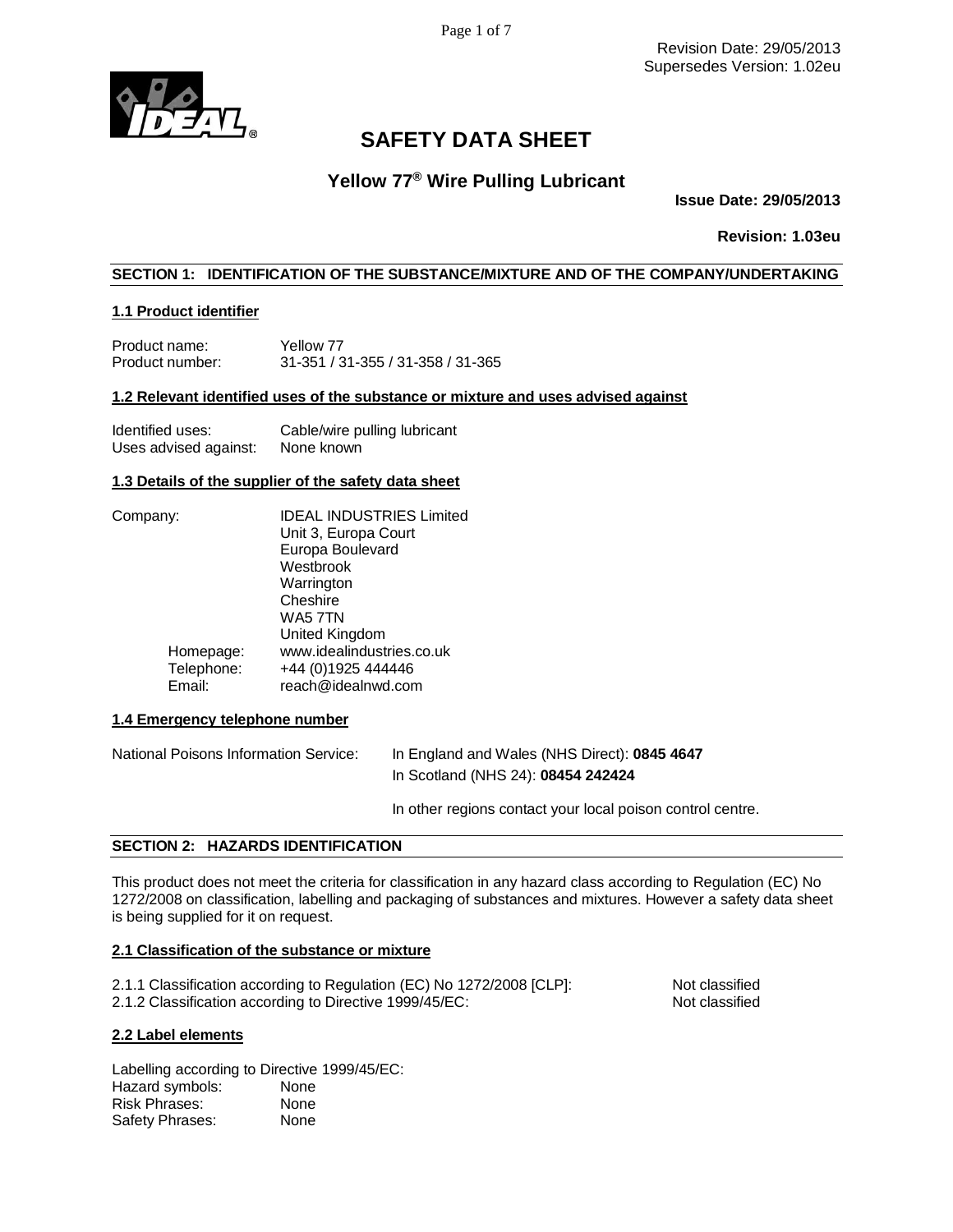Revision Date: 29/05/2013
Supersedes Version: 1.02eu

# SAFETY DATA SHEET

## Yellow 77® Wire Pulling Lubricant

**Issue Date: 29/05/2013**

**Revision: 1.03eu**

## SECTION 1: IDENTIFICATION OF THE SUBSTANCE/MIXTURE AND OF THE COMPANY/UNDERTAKING

### 1.1 Product identifier

Product name: Yellow 77
Product number: 31-351 / 31-355 / 31-358 / 31-365

### 1.2 Relevant identified uses of the substance or mixture and uses advised against

Identified uses: Cable/wire pulling lubricant
Uses advised against: None known

### 1.3 Details of the supplier of the safety data sheet

Company: IDEAL INDUSTRIES Limited
Unit 3, Europa Court
Europa Boulevard
Westbrook
Warrington
Cheshire
WA5 7TN
United Kingdom

Homepage: www.idealindustries.co.uk
Telephone: +44 (0)1925 444446
Email: reach@idealnwd.com

### 1.4 Emergency telephone number

National Poisons Information Service: In England and Wales (NHS Direct): **0845 4647**
In Scotland (NHS 24): **08454 242424**

In other regions contact your local poison control centre.

## SECTION 2: HAZARDS IDENTIFICATION

This product does not meet the criteria for classification in any hazard class according to Regulation (EC) No 1272/2008 on classification, labelling and packaging of substances and mixtures. However a safety data sheet is being supplied for it on request.

### 2.1 Classification of the substance or mixture

2.1.1 Classification according to Regulation (EC) No 1272/2008 [CLP]: Not classified
2.1.2 Classification according to Directive 1999/45/EC: Not classified

### 2.2 Label elements

Labelling according to Directive 1999/45/EC:
Hazard symbols: None
Risk Phrases: None
Safety Phrases: None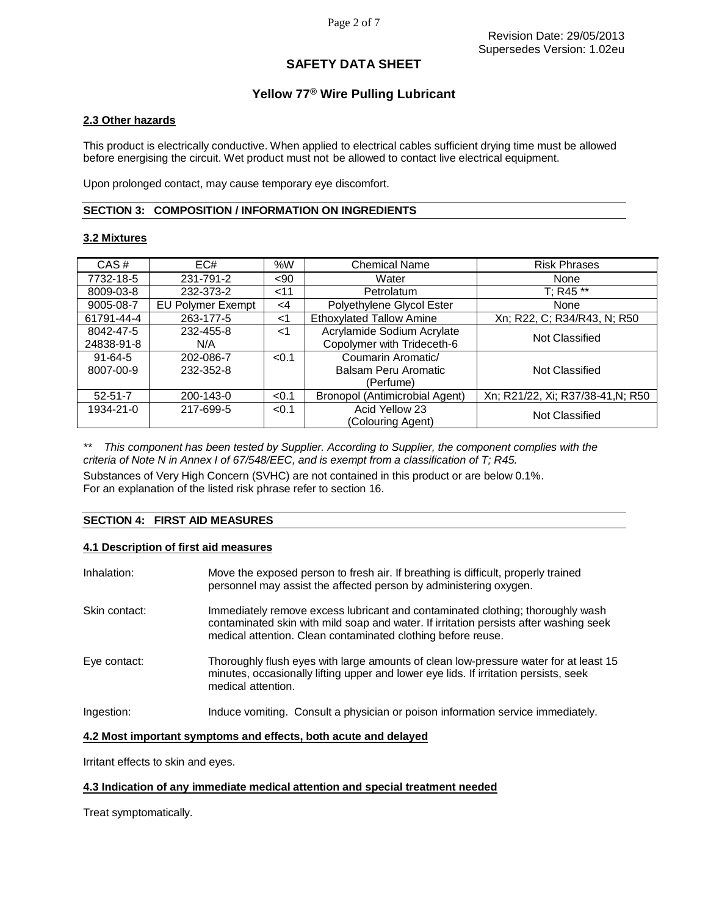Revision Date: 29/05/2013
Supersedes Version: 1.02eu

# SAFETY DATA SHEET

## Yellow 77® Wire Pulling Lubricant

### 2.3 Other hazards

This product is electrically conductive. When applied to electrical cables sufficient drying time must be allowed before energising the circuit. Wet product must not be allowed to contact live electrical equipment.

Upon prolonged contact, may cause temporary eye discomfort.

## SECTION 3: COMPOSITION / INFORMATION ON INGREDIENTS

### 3.2 Mixtures

| CAS # | EC# | %W | Chemical Name | Risk Phrases |
|---|---|---|---|---|
| 7732-18-5 | 231-791-2 | <90 | Water | None |
| 8009-03-8 | 232-373-2 | <11 | Petrolatum | T; R45 ** |
| 9005-08-7 | EU Polymer Exempt | <4 | Polyethylene Glycol Ester | None |
| 61791-44-4 | 263-177-5 | <1 | Ethoxylated Tallow Amine | Xn; R22, C; R34/R43, N; R50 |
| 8042-47-5<br>24838-91-8 | 232-455-8<br>N/A | <1 | Acrylamide Sodium Acrylate Copolymer with Trideceth-6 | Not Classified |
| 91-64-5<br>8007-00-9 | 202-086-7<br>232-352-8 | <0.1 | Coumarin Aromatic/ Balsam Peru Aromatic (Perfume) | Not Classified |
| 52-51-7 | 200-143-0 | <0.1 | Bronopol (Antimicrobial Agent) | Xn; R21/22, Xi; R37/38-41,N; R50 |
| 1934-21-0 | 217-699-5 | <0.1 | Acid Yellow 23 (Colouring Agent) | Not Classified |

*** This component has been tested by Supplier. According to Supplier, the component complies with the criteria of Note N in Annex I of 67/548/EEC, and is exempt from a classification of T; R45.*

Substances of Very High Concern (SVHC) are not contained in this product or are below 0.1%.
For an explanation of the listed risk phrase refer to section 16.

## SECTION 4: FIRST AID MEASURES

### 4.1 Description of first aid measures

Inhalation: Move the exposed person to fresh air. If breathing is difficult, properly trained personnel may assist the affected person by administering oxygen.

Skin contact: Immediately remove excess lubricant and contaminated clothing; thoroughly wash contaminated skin with mild soap and water. If irritation persists after washing seek medical attention. Clean contaminated clothing before reuse.

Eye contact: Thoroughly flush eyes with large amounts of clean low-pressure water for at least 15 minutes, occasionally lifting upper and lower eye lids. If irritation persists, seek medical attention.

Ingestion: Induce vomiting. Consult a physician or poison information service immediately.

### 4.2 Most important symptoms and effects, both acute and delayed

Irritant effects to skin and eyes.

### 4.3 Indication of any immediate medical attention and special treatment needed

Treat symptomatically.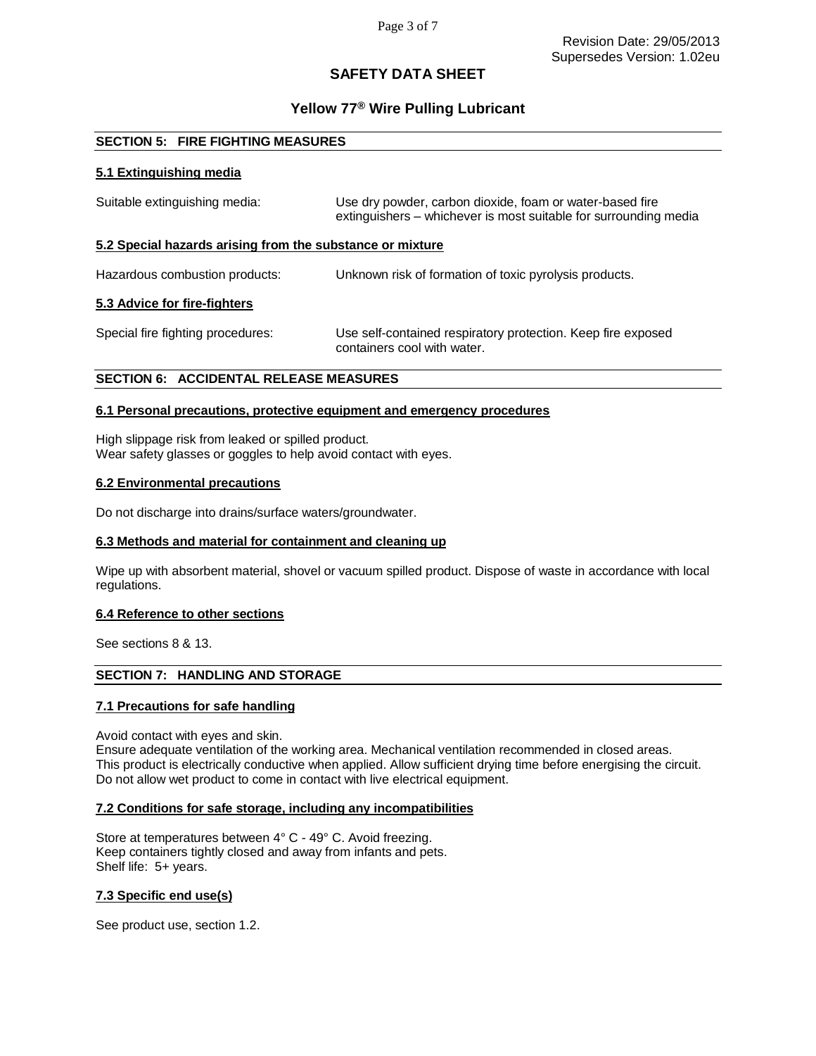Revision Date: 29/05/2013
Supersedes Version: 1.02eu

# SAFETY DATA SHEET

## Yellow 77® Wire Pulling Lubricant

## SECTION 5: FIRE FIGHTING MEASURES

### 5.1 Extinguishing media

| | |
|---|---|
| Suitable extinguishing media: | Use dry powder, carbon dioxide, foam or water-based fire extinguishers – whichever is most suitable for surrounding media |

### 5.2 Special hazards arising from the substance or mixture

| | |
|---|---|
| Hazardous combustion products: | Unknown risk of formation of toxic pyrolysis products. |

### 5.3 Advice for fire-fighters

| | |
|---|---|
| Special fire fighting procedures: | Use self-contained respiratory protection. Keep fire exposed containers cool with water. |

## SECTION 6: ACCIDENTAL RELEASE MEASURES

### 6.1 Personal precautions, protective equipment and emergency procedures

High slippage risk from leaked or spilled product.
Wear safety glasses or goggles to help avoid contact with eyes.

### 6.2 Environmental precautions

Do not discharge into drains/surface waters/groundwater.

### 6.3 Methods and material for containment and cleaning up

Wipe up with absorbent material, shovel or vacuum spilled product. Dispose of waste in accordance with local regulations.

### 6.4 Reference to other sections

See sections 8 & 13.

## SECTION 7: HANDLING AND STORAGE

### 7.1 Precautions for safe handling

Avoid contact with eyes and skin.
Ensure adequate ventilation of the working area. Mechanical ventilation recommended in closed areas.
This product is electrically conductive when applied. Allow sufficient drying time before energising the circuit.
Do not allow wet product to come in contact with live electrical equipment.

### 7.2 Conditions for safe storage, including any incompatibilities

Store at temperatures between 4° C - 49° C. Avoid freezing.
Keep containers tightly closed and away from infants and pets.
Shelf life: 5+ years.

### 7.3 Specific end use(s)

See product use, section 1.2.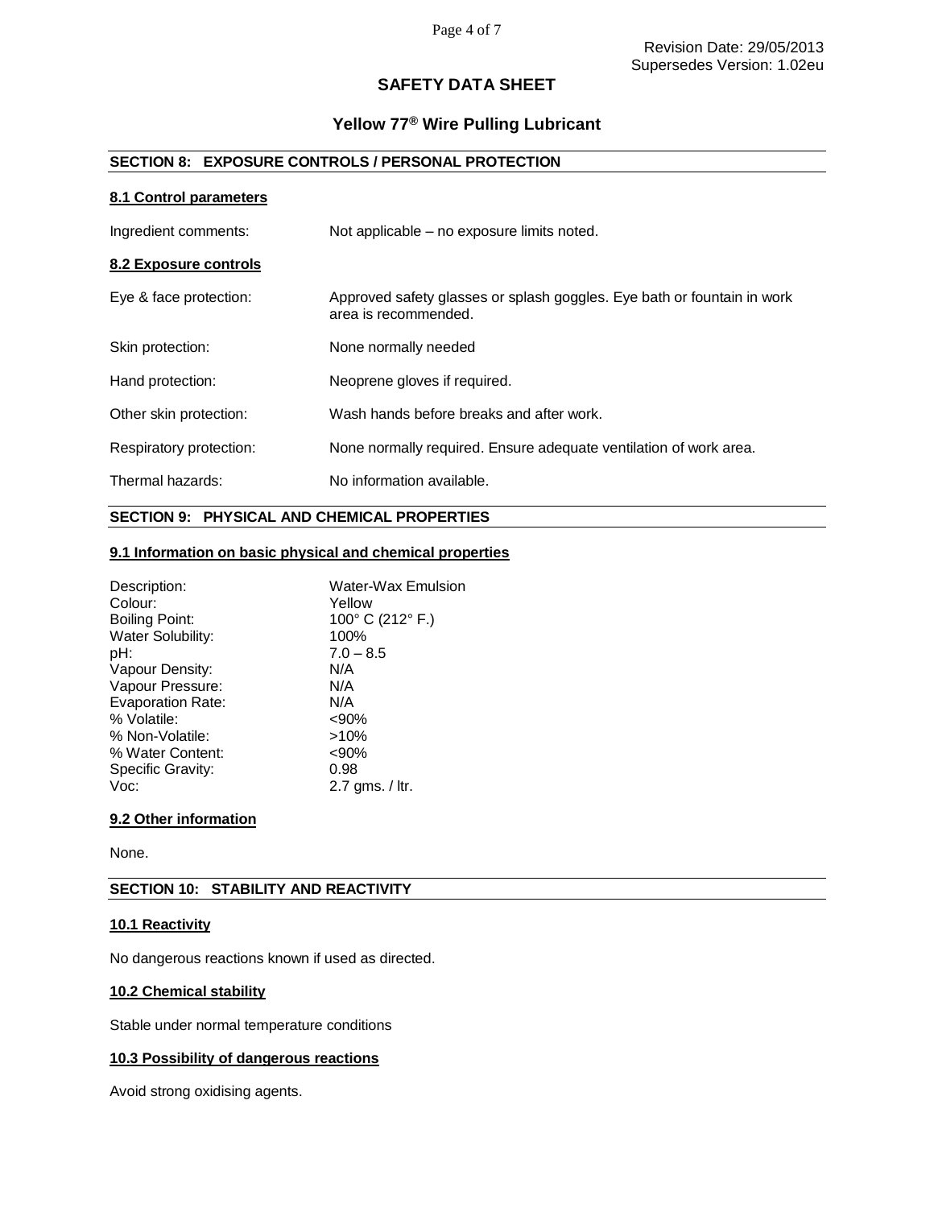Revision Date: 29/05/2013
Supersedes Version: 1.02eu

# SAFETY DATA SHEET

## Yellow 77® Wire Pulling Lubricant

## SECTION 8: EXPOSURE CONTROLS / PERSONAL PROTECTION

### 8.1 Control parameters

| | |
|---|---|
| Ingredient comments: | Not applicable – no exposure limits noted. |

### 8.2 Exposure controls

| | |
|---|---|
| Eye & face protection: | Approved safety glasses or splash goggles. Eye bath or fountain in work area is recommended. |
| Skin protection: | None normally needed |
| Hand protection: | Neoprene gloves if required. |
| Other skin protection: | Wash hands before breaks and after work. |
| Respiratory protection: | None normally required. Ensure adequate ventilation of work area. |
| Thermal hazards: | No information available. |

## SECTION 9: PHYSICAL AND CHEMICAL PROPERTIES

### 9.1 Information on basic physical and chemical properties

| | |
|---|---|
| Description: | Water-Wax Emulsion |
| Colour: | Yellow |
| Boiling Point: | 100° C (212° F.) |
| Water Solubility: | 100% |
| pH: | 7.0 – 8.5 |
| Vapour Density: | N/A |
| Vapour Pressure: | N/A |
| Evaporation Rate: | N/A |
| % Volatile: | <90% |
| % Non-Volatile: | >10% |
| % Water Content: | <90% |
| Specific Gravity: | 0.98 |
| Voc: | 2.7 gms. / ltr. |

### 9.2 Other information

None.

## SECTION 10: STABILITY AND REACTIVITY

### 10.1 Reactivity

No dangerous reactions known if used as directed.

### 10.2 Chemical stability

Stable under normal temperature conditions

### 10.3 Possibility of dangerous reactions

Avoid strong oxidising agents.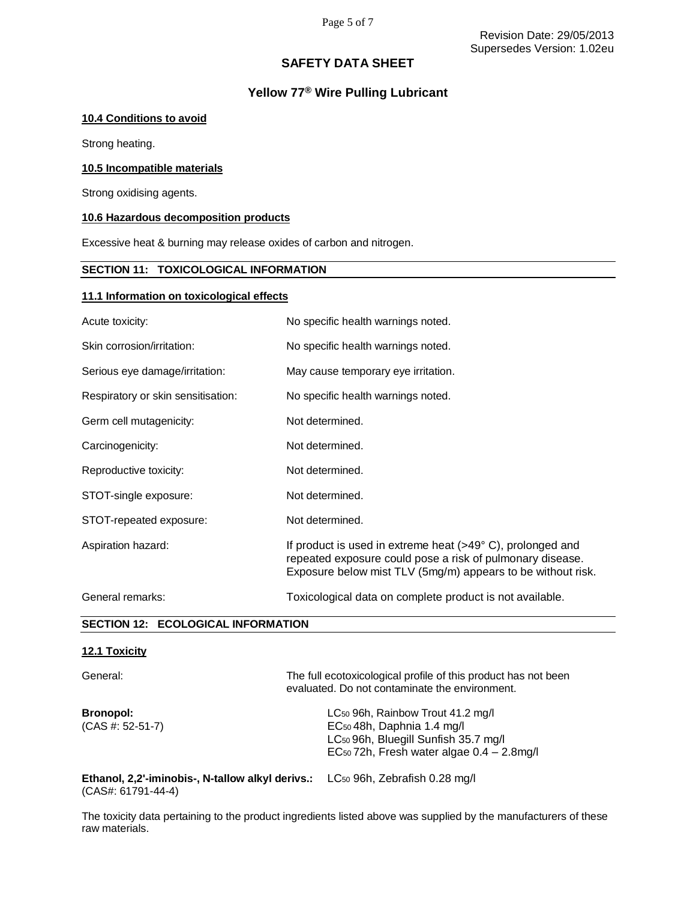Revision Date: 29/05/2013
Supersedes Version: 1.02eu

# SAFETY DATA SHEET

## Yellow 77® Wire Pulling Lubricant

#### 10.4 Conditions to avoid

Strong heating.

#### 10.5 Incompatible materials

Strong oxidising agents.

#### 10.6 Hazardous decomposition products

Excessive heat & burning may release oxides of carbon and nitrogen.

### SECTION 11: TOXICOLOGICAL INFORMATION

#### 11.1 Information on toxicological effects

| | |
|---|---|
| Acute toxicity: | No specific health warnings noted. |
| Skin corrosion/irritation: | No specific health warnings noted. |
| Serious eye damage/irritation: | May cause temporary eye irritation. |
| Respiratory or skin sensitisation: | No specific health warnings noted. |
| Germ cell mutagenicity: | Not determined. |
| Carcinogenicity: | Not determined. |
| Reproductive toxicity: | Not determined. |
| STOT-single exposure: | Not determined. |
| STOT-repeated exposure: | Not determined. |
| Aspiration hazard: | If product is used in extreme heat (>49° C), prolonged and repeated exposure could pose a risk of pulmonary disease. Exposure below mist TLV (5mg/m) appears to be without risk. |
| General remarks: | Toxicological data on complete product is not available. |

### SECTION 12: ECOLOGICAL INFORMATION

#### 12.1 Toxicity

| | |
|---|---|
| General: | The full ecotoxicological profile of this product has not been evaluated. Do not contaminate the environment. |
| **Bronopol:** (CAS #: 52-51-7) | $LC_{50}$ 96h, Rainbow Trout 41.2 mg/l<br>$EC_{50}$ 48h, Daphnia 1.4 mg/l<br>$LC_{50}$ 96h, Bluegill Sunfish 35.7 mg/l<br>$EC_{50}$ 72h, Fresh water algae 0.4 – 2.8mg/l |
| **Ethanol, 2,2'-iminobis-, N-tallow alkyl derivs.:** (CAS#: 61791-44-4) | $LC_{50}$ 96h, Zebrafish 0.28 mg/l |

The toxicity data pertaining to the product ingredients listed above was supplied by the manufacturers of these raw materials.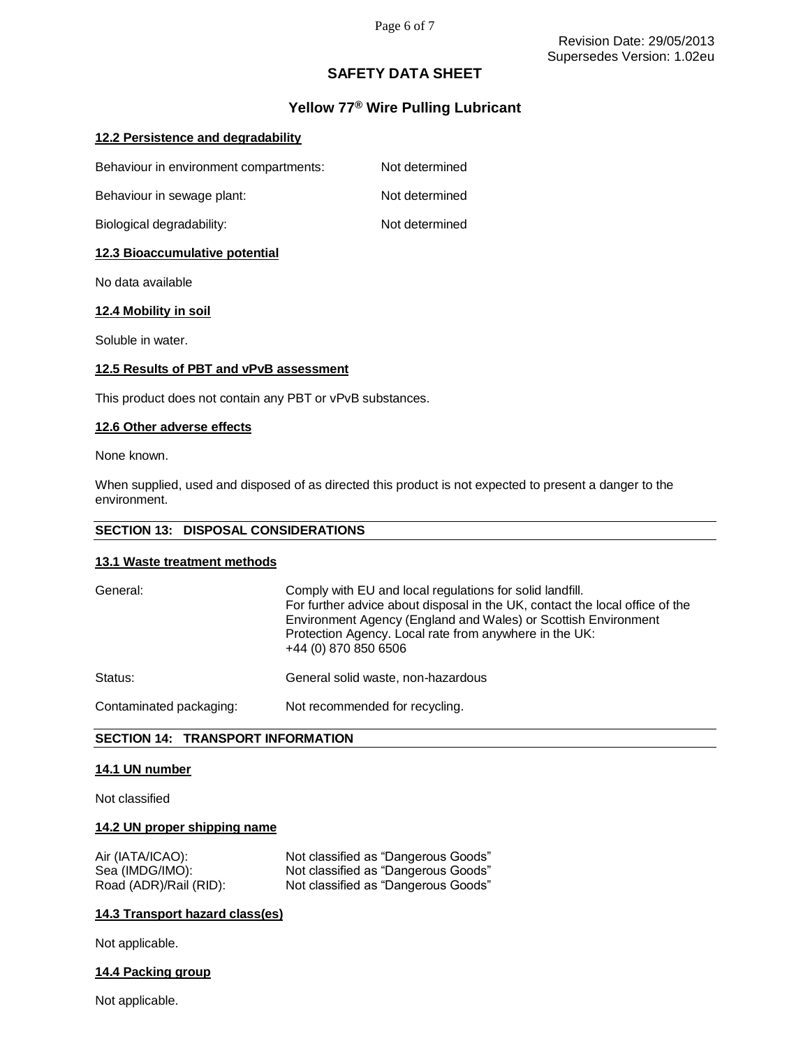### 12.2 Persistence and degradability

| | |
|---|---|
| Behaviour in environment compartments: | Not determined |
| Behaviour in sewage plant: | Not determined |
| Biological degradability: | Not determined |

### 12.3 Bioaccumulative potential

No data available

### 12.4 Mobility in soil

Soluble in water.

### 12.5 Results of PBT and vPvB assessment

This product does not contain any PBT or vPvB substances.

### 12.6 Other adverse effects

None known.

When supplied, used and disposed of as directed this product is not expected to present a danger to the environment.

## SECTION 13: DISPOSAL CONSIDERATIONS

### 13.1 Waste treatment methods

| | |
|---|---|
| General: | Comply with EU and local regulations for solid landfill. For further advice about disposal in the UK, contact the local office of the Environment Agency (England and Wales) or Scottish Environment Protection Agency. Local rate from anywhere in the UK: +44 (0) 870 850 6506 |
| Status: | General solid waste, non-hazardous |
| Contaminated packaging: | Not recommended for recycling. |

## SECTION 14: TRANSPORT INFORMATION

### 14.1 UN number

Not classified

### 14.2 UN proper shipping name

| | |
|---|---|
| Air (IATA/ICAO): | Not classified as "Dangerous Goods" |
| Sea (IMDG/IMO): | Not classified as "Dangerous Goods" |
| Road (ADR)/Rail (RID): | Not classified as "Dangerous Goods" |

### 14.3 Transport hazard class(es)

Not applicable.

### 14.4 Packing group

Not applicable.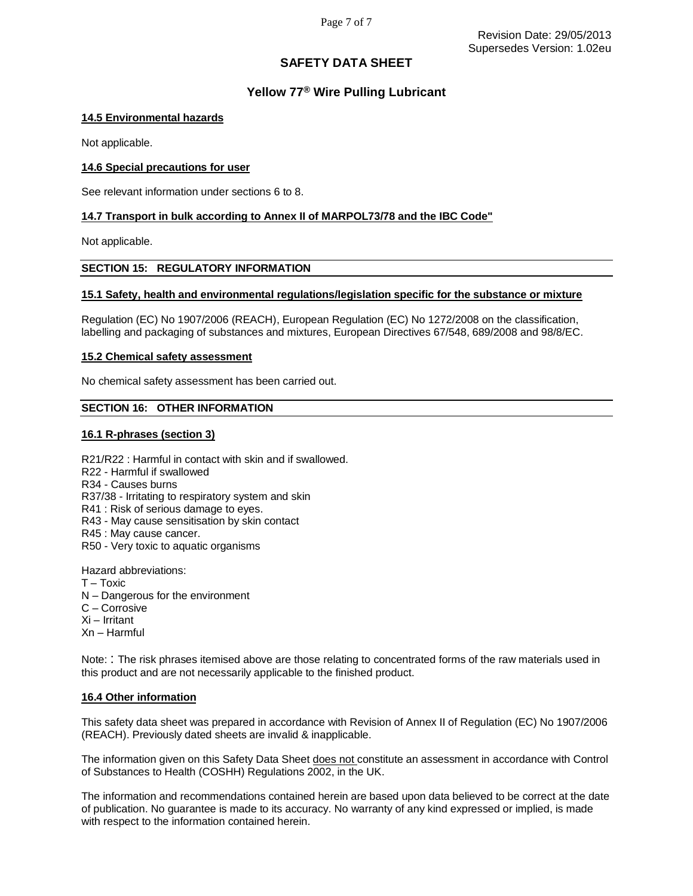# SAFETY DATA SHEET

## Yellow 77® Wire Pulling Lubricant

Revision Date: 29/05/2013
Supersedes Version: 1.02eu

### 14.5 Environmental hazards

Not applicable.

### 14.6 Special precautions for user

See relevant information under sections 6 to 8.

### 14.7 Transport in bulk according to Annex II of MARPOL73/78 and the IBC Code"

Not applicable.

## SECTION 15: REGULATORY INFORMATION

### 15.1 Safety, health and environmental regulations/legislation specific for the substance or mixture

Regulation (EC) No 1907/2006 (REACH), European Regulation (EC) No 1272/2008 on the classification, labelling and packaging of substances and mixtures, European Directives 67/548, 689/2008 and 98/8/EC.

### 15.2 Chemical safety assessment

No chemical safety assessment has been carried out.

## SECTION 16: OTHER INFORMATION

### 16.1 R-phrases (section 3)

R21/R22 : Harmful in contact with skin and if swallowed.
R22 - Harmful if swallowed
R34 - Causes burns
R37/38 - Irritating to respiratory system and skin
R41 : Risk of serious damage to eyes.
R43 - May cause sensitisation by skin contact
R45 : May cause cancer.
R50 - Very toxic to aquatic organisms

Hazard abbreviations:
T – Toxic
N – Dangerous for the environment
C – Corrosive
Xi – Irritant
Xn – Harmful

Note: : The risk phrases itemised above are those relating to concentrated forms of the raw materials used in this product and are not necessarily applicable to the finished product.

### 16.4 Other information

This safety data sheet was prepared in accordance with Revision of Annex II of Regulation (EC) No 1907/2006 (REACH). Previously dated sheets are invalid & inapplicable.

The information given on this Safety Data Sheet does not constitute an assessment in accordance with Control of Substances to Health (COSHH) Regulations 2002, in the UK.

The information and recommendations contained herein are based upon data believed to be correct at the date of publication. No guarantee is made to its accuracy. No warranty of any kind expressed or implied, is made with respect to the information contained herein.